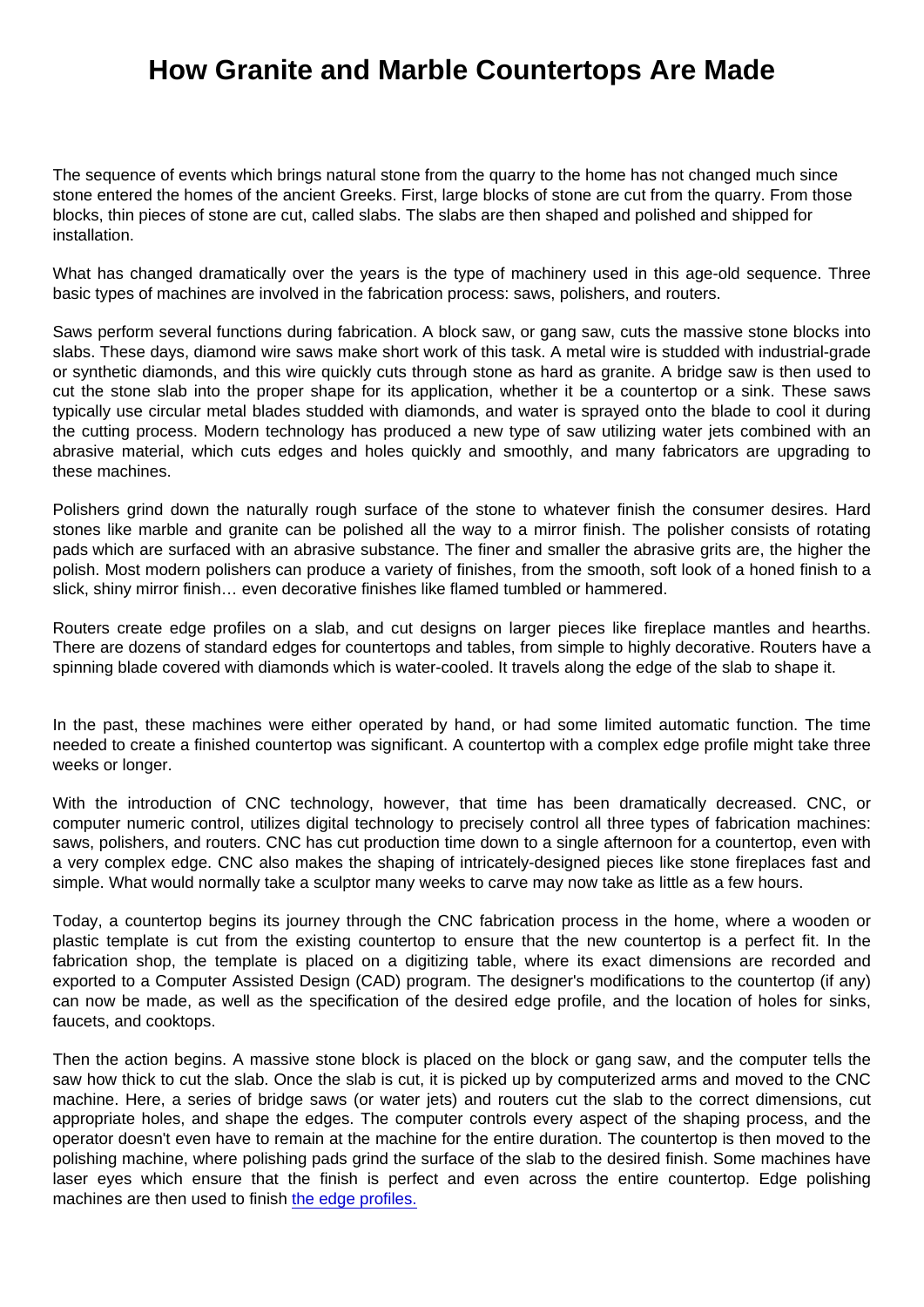# How Granite and Marble Countertops Are Made

The sequence of events which brings natural stone from the quarry to the home has not changed much since stone entered the homes of the ancient Greeks. First, large blocks of stone are cut from the quarry. From those blocks, thin pieces of stone are cut, called slabs. The slabs are then shaped and polished and shipped for installation.

What has changed dramatically over the years is the type of machinery used in this age-old sequence. Three basic types of machines are involved in the fabrication process: saws, polishers, and routers.

Saws perform several functions during fabrication. A block saw, or gang saw, cuts the massive stone blocks into slabs. These days, diamond wire saws make short work of this task. A metal wire is studded with industrial-grade or synthetic diamonds, and this wire quickly cuts through stone as hard as granite. A bridge saw is then used to cut the stone slab into the proper shape for its application, whether it be a countertop or a sink. These saws typically use circular metal blades studded with diamonds, and water is sprayed onto the blade to cool it during the cutting process. Modern technology has produced a new type of saw utilizing water jets combined with an abrasive material, which cuts edges and holes quickly and smoothly, and many fabricators are upgrading to these machines.

Polishers grind down the naturally rough surface of the stone to whatever finish the consumer desires. Hard stones like marble and granite can be polished all the way to a mirror finish. The polisher consists of rotating pads which are surfaced with an abrasive substance. The finer and smaller the abrasive grits are, the higher the polish. Most modern polishers can produce a variety of finishes, from the smooth, soft look of a honed finish to a slick, shiny mirror finish… even decorative finishes like flamed tumbled or hammered.

Routers create edge profiles on a slab, and cut designs on larger pieces like fireplace mantles and hearths. There are dozens of standard edges for countertops and tables, from simple to highly decorative. Routers have a spinning blade covered with diamonds which is water-cooled. It travels along the edge of the slab to shape it.

In the past, these machines were either operated by hand, or had some limited automatic function. The time needed to create a finished countertop was significant. A countertop with a complex edge profile might take three weeks or longer.

With the introduction of CNC technology, however, that time has been dramatically decreased. CNC, or computer numeric control, utilizes digital technology to precisely control all three types of fabrication machines: saws, polishers, and routers. CNC has cut production time down to a single afternoon for a countertop, even with a very complex edge. CNC also makes the shaping of intricately-designed pieces like stone fireplaces fast and simple. What would normally take a sculptor many weeks to carve may now take as little as a few hours.

Today, a countertop begins its journey through the CNC fabrication process in the home, where a wooden or plastic template is cut from the existing countertop to ensure that the new countertop is a perfect fit. In the fabrication shop, the template is placed on a digitizing table, where its exact dimensions are recorded and exported to a Computer Assisted Design (CAD) program. The designer's modifications to the countertop (if any) can now be made, as well as the specification of the desired edge profile, and the location of holes for sinks, faucets, and cooktops.

Then the action begins. A massive stone block is placed on the block or gang saw, and the computer tells the saw how thick to cut the slab. Once the slab is cut, it is picked up by computerized arms and moved to the CNC machine. Here, a series of bridge saws (or water jets) and routers cut the slab to the correct dimensions, cut appropriate holes, and shape the edges. The computer controls every aspect of the shaping process, and the operator doesn't even have to remain at the machine for the entire duration. The countertop is then moved to the polishing machine, where polishing pads grind the surface of the slab to the desired finish. Some machines have laser eyes which ensure that the finish is perfect and even across the entire countertop. Edge polishing machines are then used to finish the edge profiles.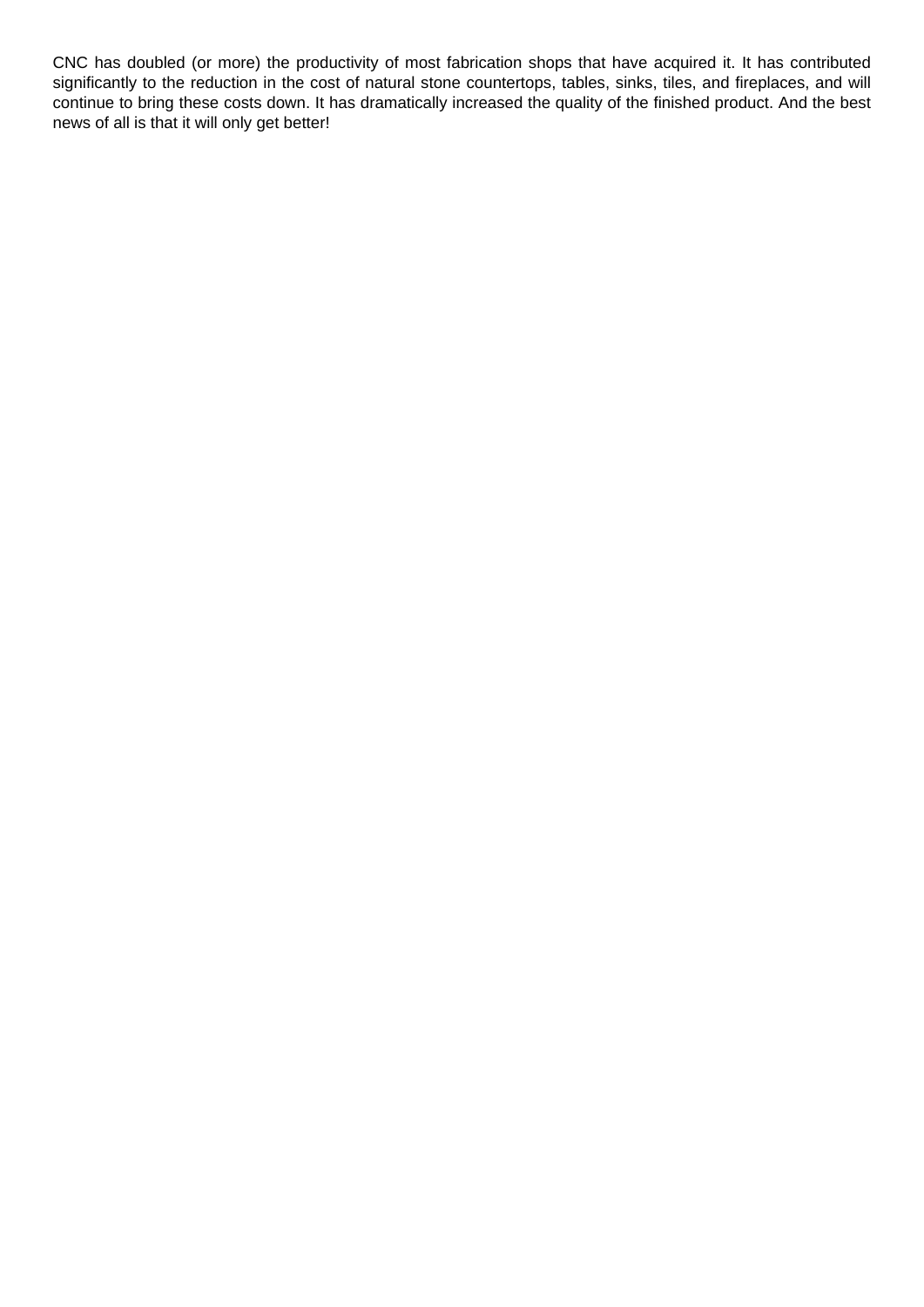CNC has doubled (or more) the productivity of most fabrication shops that have acquired it. It has contributed significantly to the reduction in the cost of natural stone countertops, tables, sinks, tiles, and fireplaces, and will continue to bring these costs down. It has dramatically increased the quality of the finished product. And the best news of all is that it will only get better!